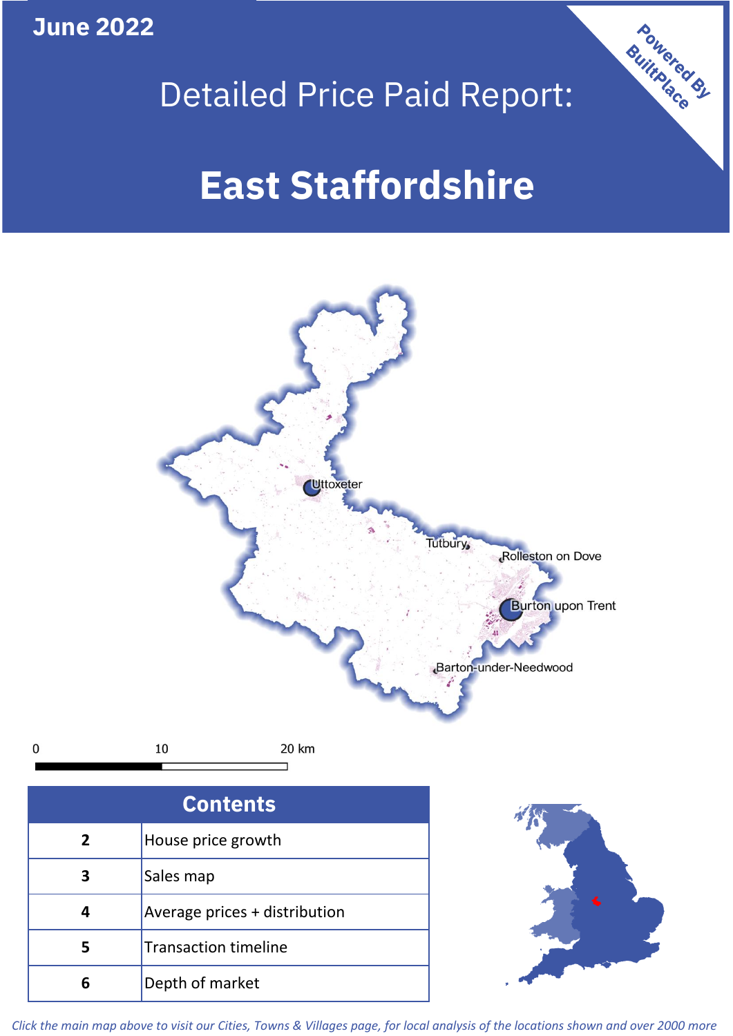**June 2022**

Powered By BuiltPlace

# Detailed Price Paid Report:

# East Staffordshire

Uttoxeter
Tutbury
Rolleston on Dove
Burton upon Trent
Barton-under-Needwood

0 10 20 km

| Contents | |
|---|---|
| 2 | House price growth |
| 3 | Sales map |
| 4 | Average prices + distribution |
| 5 | Transaction timeline |
| 6 | Depth of market |

*Click the main map above to visit our Cities, Towns & Villages page, for local analysis of the locations shown and over 2000 more*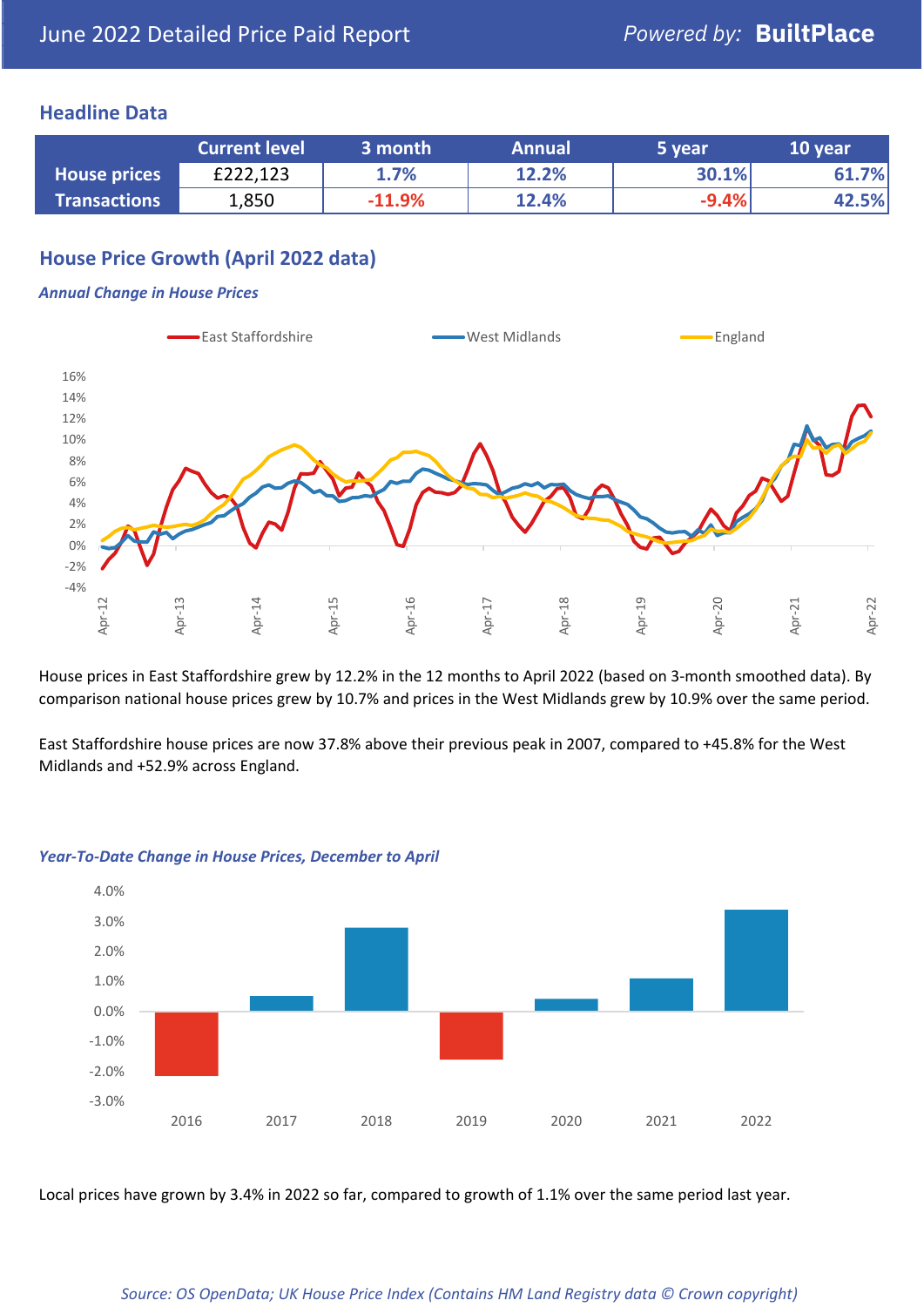# June 2022 Detailed Price Paid Report

Powered by: **BuiltPlace**

## Headline Data

| | Current level | 3 month | Annual | 5 year | 10 year |
|---|---|---|---|---|---|
| **House prices** | £222,123 | 1.7% | 12.2% | 30.1% | 61.7% |
| **Transactions** | 1,850 | -11.9% | 12.4% | -9.4% | 42.5% |

## House Price Growth (April 2022 data)

### *Annual Change in House Prices*

House prices in East Staffordshire grew by 12.2% in the 12 months to April 2022 (based on 3-month smoothed data). By comparison national house prices grew by 10.7% and prices in the West Midlands grew by 10.9% over the same period.

East Staffordshire house prices are now 37.8% above their previous peak in 2007, compared to +45.8% for the West Midlands and +52.9% across England.

### *Year-To-Date Change in House Prices, December to April*

Local prices have grown by 3.4% in 2022 so far, compared to growth of 1.1% over the same period last year.

*Source: OS OpenData; UK House Price Index (Contains HM Land Registry data © Crown copyright)*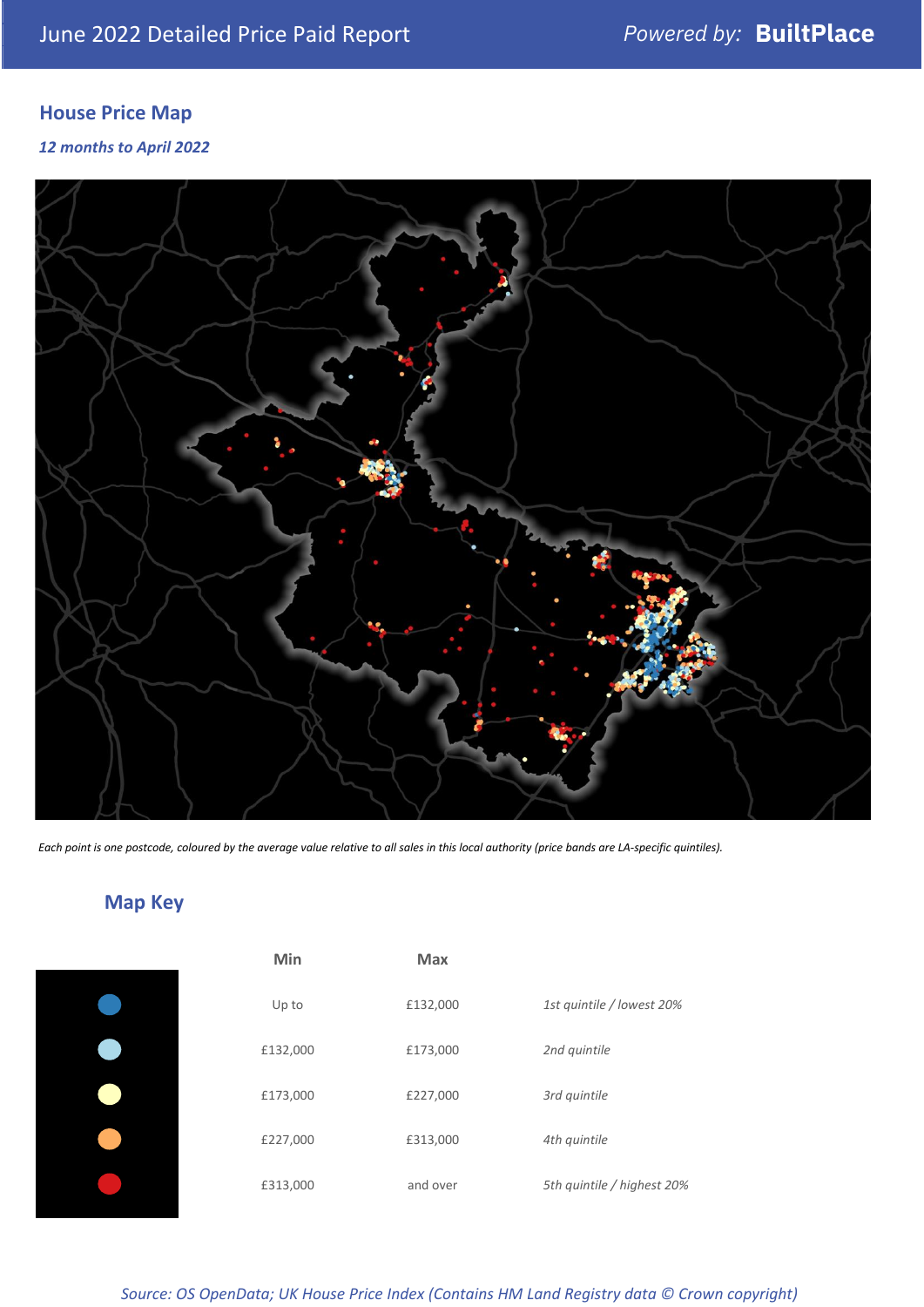June 2022 Detailed Price Paid Report

*Powered by:* **BuiltPlace**

## House Price Map

*12 months to April 2022*

*Each point is one postcode, coloured by the average value relative to all sales in this local authority (price bands are LA-specific quintiles).*

## Map Key

| Min | Max | |
|---|---|---|
| Up to | £132,000 | *1st quintile / lowest 20%* |
| £132,000 | £173,000 | *2nd quintile* |
| £173,000 | £227,000 | *3rd quintile* |
| £227,000 | £313,000 | *4th quintile* |
| £313,000 | and over | *5th quintile / highest 20%* |

*Source: OS OpenData; UK House Price Index (Contains HM Land Registry data © Crown copyright)*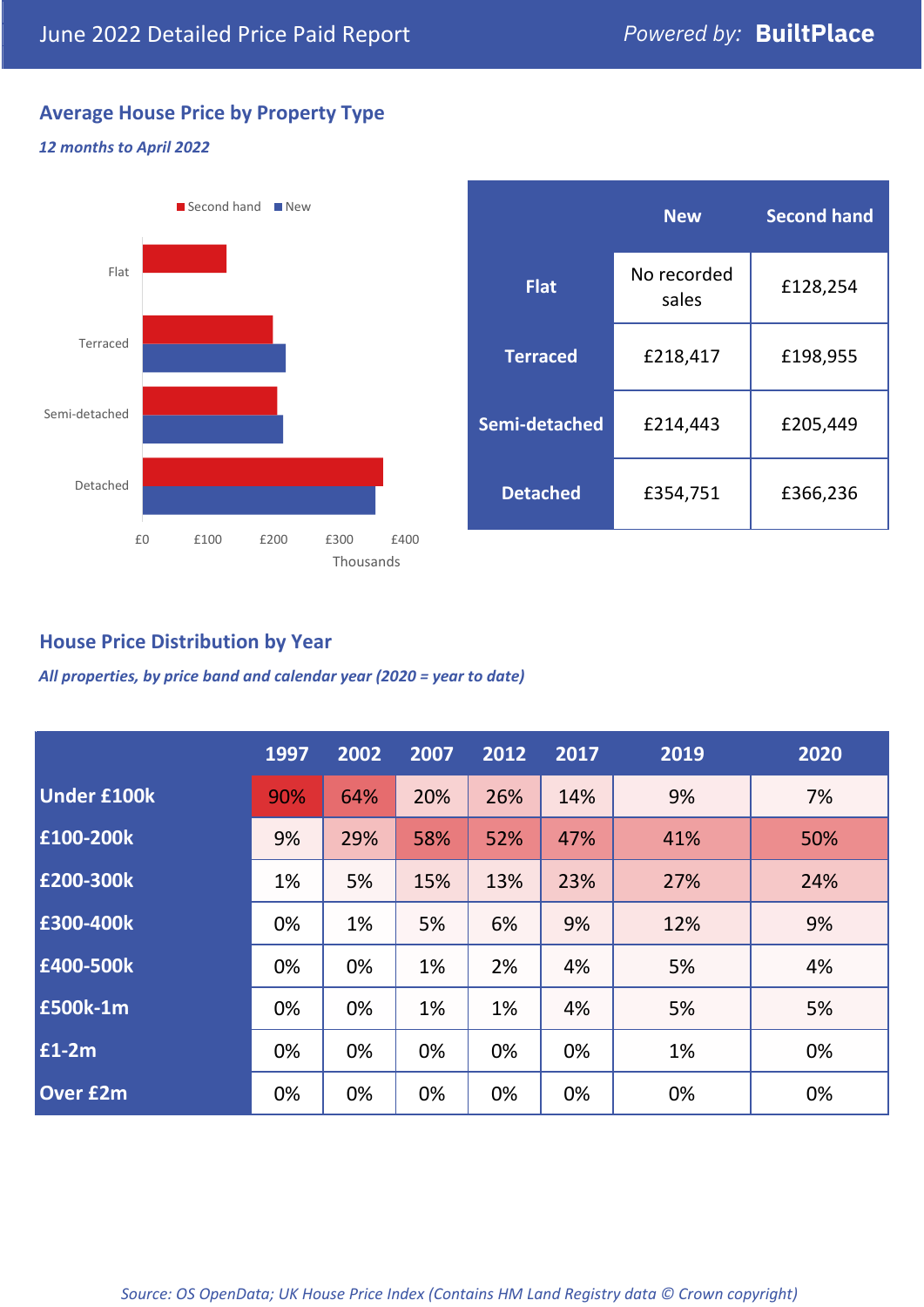June 2022 Detailed Price Paid Report

*Powered by:* **BuiltPlace**

## Average House Price by Property Type

***12 months to April 2022***

Second hand · New

Flat

Terraced

Semi-detached

Detached

£0 £100 £200 £300 £400

Thousands

| | New | Second hand |
|---|---|---|
| **Flat** | No recorded sales | £128,254 |
| **Terraced** | £218,417 | £198,955 |
| **Semi-detached** | £214,443 | £205,449 |
| **Detached** | £354,751 | £366,236 |

## House Price Distribution by Year

***All properties, by price band and calendar year (2020 = year to date)***

| | 1997 | 2002 | 2007 | 2012 | 2017 | 2019 | 2020 |
|---|---|---|---|---|---|---|---|
| **Under £100k** | 90% | 64% | 20% | 26% | 14% | 9% | 7% |
| **£100-200k** | 9% | 29% | 58% | 52% | 47% | 41% | 50% |
| **£200-300k** | 1% | 5% | 15% | 13% | 23% | 27% | 24% |
| **£300-400k** | 0% | 1% | 5% | 6% | 9% | 12% | 9% |
| **£400-500k** | 0% | 0% | 1% | 2% | 4% | 5% | 4% |
| **£500k-1m** | 0% | 0% | 1% | 1% | 4% | 5% | 5% |
| **£1-2m** | 0% | 0% | 0% | 0% | 0% | 1% | 0% |
| **Over £2m** | 0% | 0% | 0% | 0% | 0% | 0% | 0% |

*Source: OS OpenData; UK House Price Index (Contains HM Land Registry data © Crown copyright)*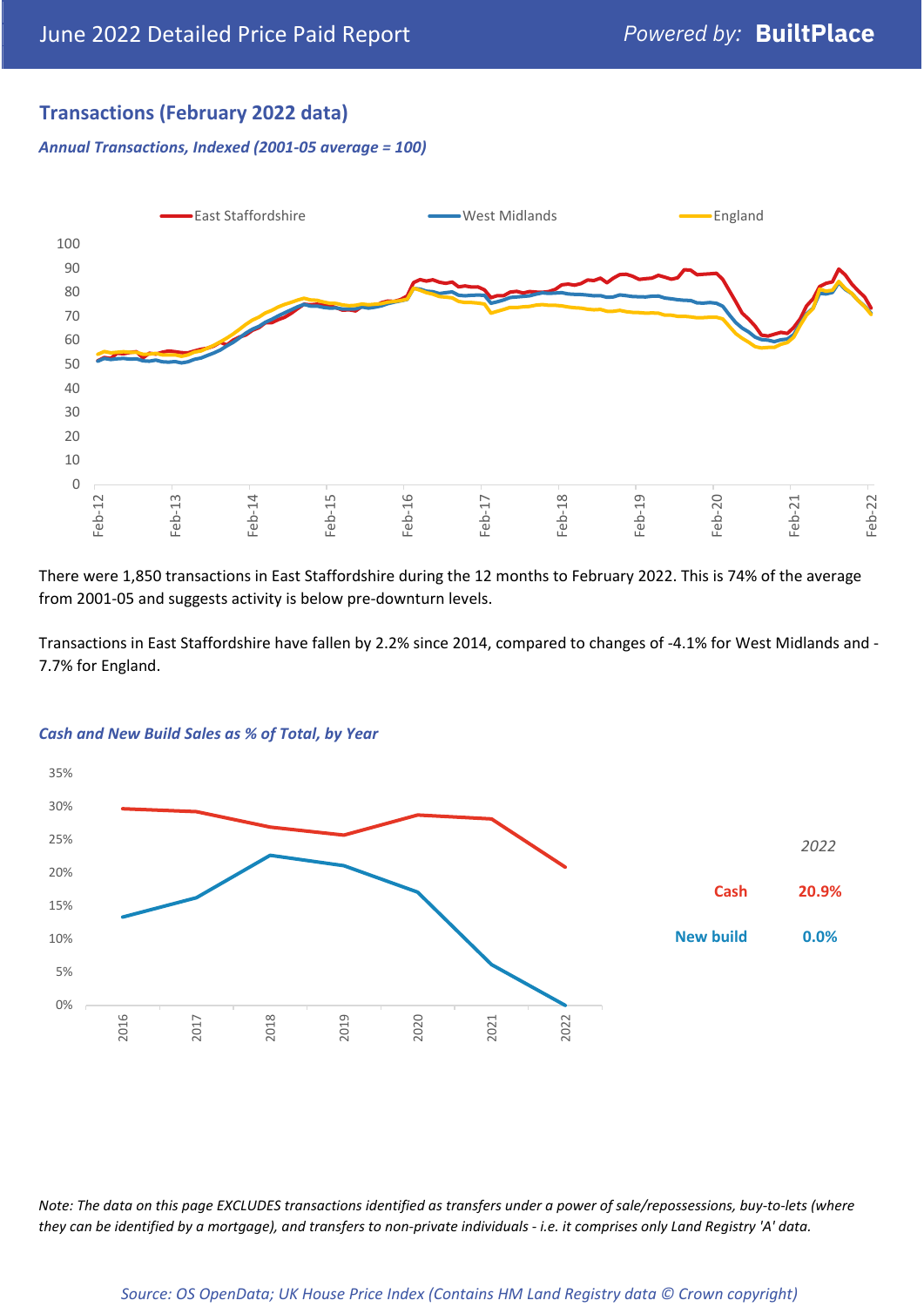## Transactions (February 2022 data)

*Annual Transactions, Indexed (2001-05 average = 100)*

There were 1,850 transactions in East Staffordshire during the 12 months to February 2022. This is 74% of the average from 2001-05 and suggests activity is below pre-downturn levels.

Transactions in East Staffordshire have fallen by 2.2% since 2014, compared to changes of -4.1% for West Midlands and -7.7% for England.

*Cash and New Build Sales as % of Total, by Year*

| 2022 | |
|---|---|
| Cash | 20.9% |
| New build | 0.0% |

*Note: The data on this page EXCLUDES transactions identified as transfers under a power of sale/repossessions, buy-to-lets (where they can be identified by a mortgage), and transfers to non-private individuals - i.e. it comprises only Land Registry 'A' data.*

*Source: OS OpenData; UK House Price Index (Contains HM Land Registry data © Crown copyright)*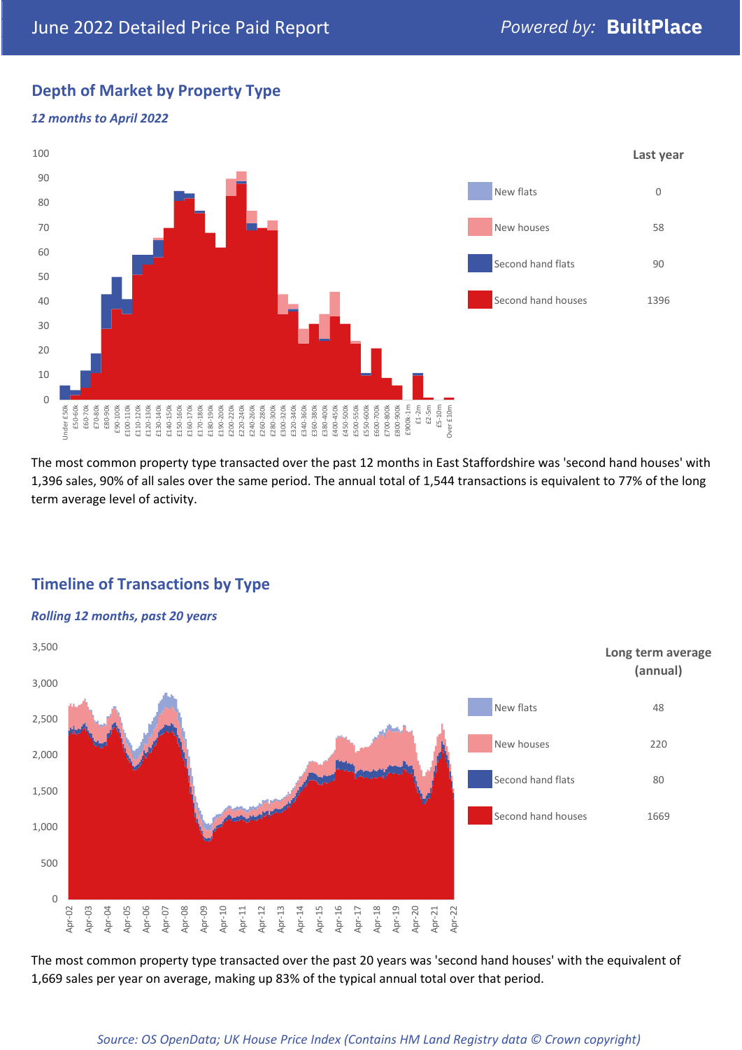## Depth of Market by Property Type

*12 months to April 2022*

100
90
80
70
60
50
40
30
20
10
0

Under £50k, £50-60k, £60-70k, £70-80k, £80-90k, £90-100k, £100-110k, £110-120k, £120-130k, £130-140k, £140-150k, £150-160k, £160-170k, £170-180k, £180-190k, £190-200k, £200-220k, £220-240k, £240-260k, £260-280k, £280-300k, £300-320k, £320-340k, £340-360k, £360-380k, £380-400k, £400-450k, £450-500k, £500-550k, £550-600k, £600-700k, £700-800k, £800-900k, £900k-1m, £1-2m, £2-5m, £5-10m, Over £10m

Last year

New flats 0

New houses 58

Second hand flats 90

Second hand houses 1396

The most common property type transacted over the past 12 months in East Staffordshire was 'second hand houses' with 1,396 sales, 90% of all sales over the same period. The annual total of 1,544 transactions is equivalent to 77% of the long term average level of activity.

## Timeline of Transactions by Type

*Rolling 12 months, past 20 years*

3,500
3,000
2,500
2,000
1,500
1,000
500
0

Apr-02, Apr-03, Apr-04, Apr-05, Apr-06, Apr-07, Apr-08, Apr-09, Apr-10, Apr-11, Apr-12, Apr-13, Apr-14, Apr-15, Apr-16, Apr-17, Apr-18, Apr-19, Apr-20, Apr-21, Apr-22

Long term average (annual)

New flats 48

New houses 220

Second hand flats 80

Second hand houses 1669

The most common property type transacted over the past 20 years was 'second hand houses' with the equivalent of 1,669 sales per year on average, making up 83% of the typical annual total over that period.

*Source: OS OpenData; UK House Price Index (Contains HM Land Registry data © Crown copyright)*